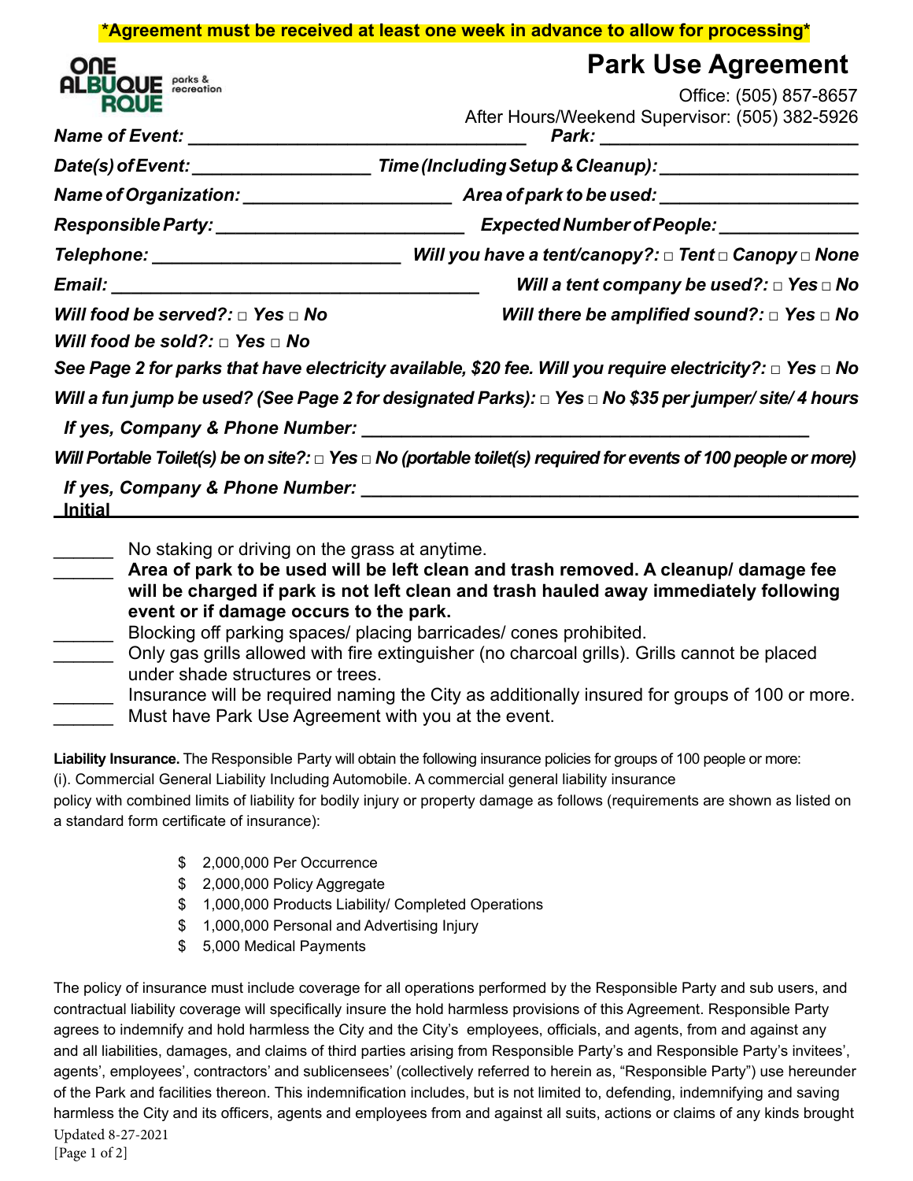**\*Agreement must be received at least one week in advance to allow for processing\***

ONE ALBUQUERQUE parks & recreation

# Park Use Agreement

Office: (505) 857-8657
After Hours/Weekend Supervisor: (505) 382-5926

***Name of Event:*** ________________________________ ***Park:*** ________________________

***Date(s) of Event:*** _________________ ***Time (Including Setup & Cleanup):*** ___________________

***Name of Organization:*** ____________________ ***Area of park to be used:*** ___________________

***Responsible Party:*** ________________________ ***Expected Number of People:*** _____________

***Telephone:*** ________________________ ***Will you have a tent/canopy?:*** □ ***Tent*** □ ***Canopy*** □ ***None***

***Email:*** ____________________________________ ***Will a tent company be used?:*** □ ***Yes*** □ ***No***

***Will food be served?:*** □ ***Yes*** □ ***No*** ***Will there be amplified sound?:*** □ ***Yes*** □ ***No***

***Will food be sold?:*** □ ***Yes*** □ ***No***

***See Page 2 for parks that have electricity available, $20 fee. Will you require electricity?:*** □ ***Yes*** □ ***No***

***Will a fun jump be used? (See Page 2 for designated Parks):*** □ ***Yes*** □ ***No $35 per jumper/ site/ 4 hours***

***If yes, Company & Phone Number:*** ____________________________________________

***Will Portable Toilet(s) be on site?:*** □ ***Yes*** □ ***No (portable toilet(s) required for events of 100 people or more)***

***If yes, Company & Phone Number:*** ________________________________________________

**Initial**

______ No staking or driving on the grass at anytime.

______ **Area of park to be used will be left clean and trash removed. A cleanup/ damage fee will be charged if park is not left clean and trash hauled away immediately following event or if damage occurs to the park.**

______ Blocking off parking spaces/ placing barricades/ cones prohibited.

______ Only gas grills allowed with fire extinguisher (no charcoal grills). Grills cannot be placed under shade structures or trees.

______ Insurance will be required naming the City as additionally insured for groups of 100 or more.

______ Must have Park Use Agreement with you at the event.

**Liability Insurance.** The Responsible Party will obtain the following insurance policies for groups of 100 people or more:
(i). Commercial General Liability Including Automobile. A commercial general liability insurance policy with combined limits of liability for bodily injury or property damage as follows (requirements are shown as listed on a standard form certificate of insurance):

- $ 2,000,000 Per Occurrence
- $ 2,000,000 Policy Aggregate
- $ 1,000,000 Products Liability/ Completed Operations
- $ 1,000,000 Personal and Advertising Injury
- $ 5,000 Medical Payments

The policy of insurance must include coverage for all operations performed by the Responsible Party and sub users, and contractual liability coverage will specifically insure the hold harmless provisions of this Agreement. Responsible Party agrees to indemnify and hold harmless the City and the City's employees, officials, and agents, from and against any and all liabilities, damages, and claims of third parties arising from Responsible Party's and Responsible Party's invitees', agents', employees', contractors' and sublicensees' (collectively referred to herein as, "Responsible Party") use hereunder of the Park and facilities thereon. This indemnification includes, but is not limited to, defending, indemnifying and saving harmless the City and its officers, agents and employees from and against all suits, actions or claims of any kinds brought

Updated 8-27-2021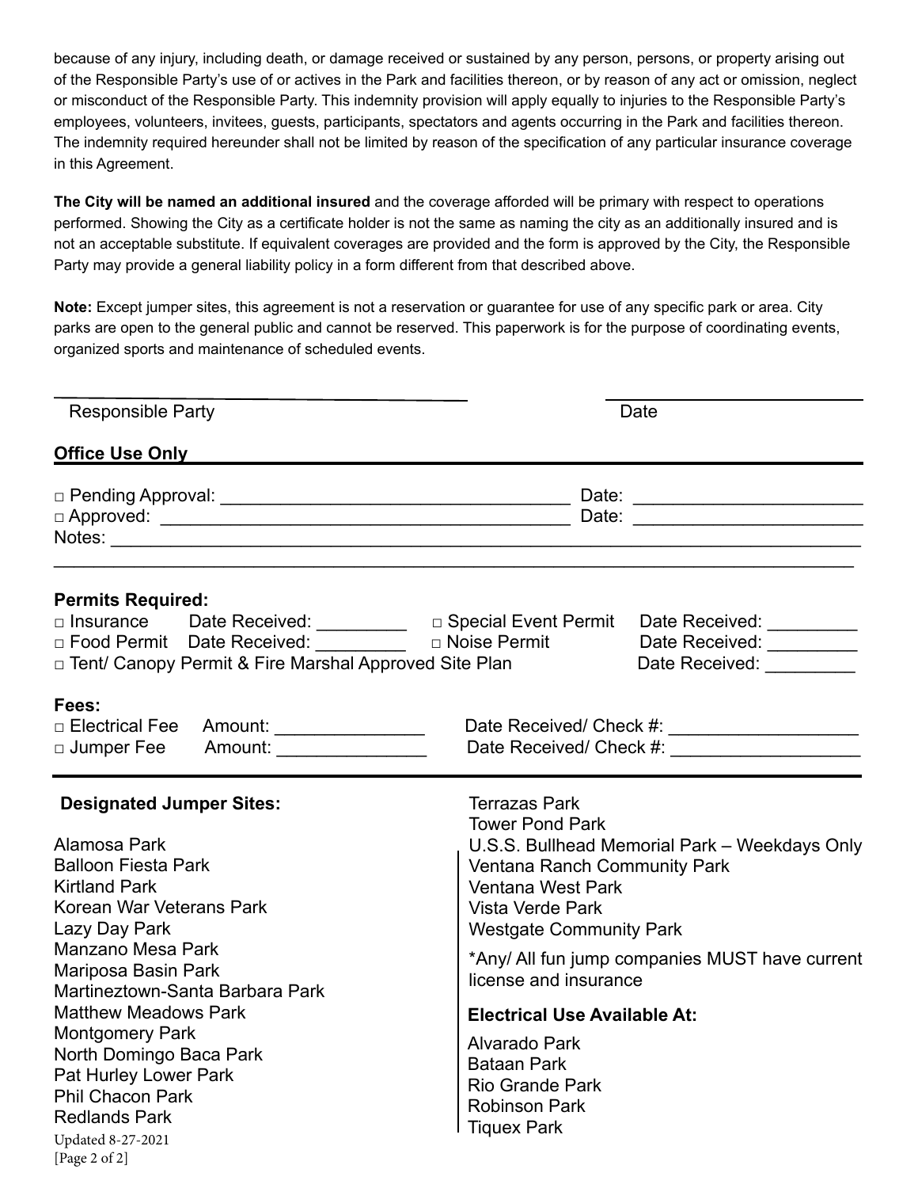because of any injury, including death, or damage received or sustained by any person, persons, or property arising out of the Responsible Party's use of or actives in the Park and facilities thereon, or by reason of any act or omission, neglect or misconduct of the Responsible Party. This indemnity provision will apply equally to injuries to the Responsible Party's employees, volunteers, invitees, guests, participants, spectators and agents occurring in the Park and facilities thereon. The indemnity required hereunder shall not be limited by reason of the specification of any particular insurance coverage in this Agreement.

**The City will be named an additional insured** and the coverage afforded will be primary with respect to operations performed. Showing the City as a certificate holder is not the same as naming the city as an additionally insured and is not an acceptable substitute. If equivalent coverages are provided and the form is approved by the City, the Responsible Party may provide a general liability policy in a form different from that described above.

**Note:** Except jumper sites, this agreement is not a reservation or guarantee for use of any specific park or area. City parks are open to the general public and cannot be reserved. This paperwork is for the purpose of coordinating events, organized sports and maintenance of scheduled events.

\_\_\_\_\_\_\_\_\_\_\_\_\_\_\_\_\_\_\_\_\_\_\_\_\_\_\_\_\_\_\_\_\_\_\_\_ \_\_\_\_\_\_\_\_\_\_\_\_\_\_\_\_\_\_\_\_

Responsible Party Date

**Office Use Only**

□ Pending Approval: \_\_\_\_\_\_\_\_\_\_\_\_\_\_\_\_\_\_\_\_\_\_\_\_\_\_\_\_\_\_ Date: \_\_\_\_\_\_\_\_\_\_\_\_\_\_\_\_\_\_\_\_

□ Approved: \_\_\_\_\_\_\_\_\_\_\_\_\_\_\_\_\_\_\_\_\_\_\_\_\_\_\_\_\_\_\_\_\_\_\_\_ Date: \_\_\_\_\_\_\_\_\_\_\_\_\_\_\_\_\_\_\_\_

Notes: \_\_\_\_\_\_\_\_\_\_\_\_\_\_\_\_\_\_\_\_\_\_\_\_\_\_\_\_\_\_\_\_\_\_\_\_\_\_\_\_\_\_\_\_\_\_\_\_\_\_\_\_\_\_\_\_\_\_\_\_\_\_\_\_\_\_

\_\_\_\_\_\_\_\_\_\_\_\_\_\_\_\_\_\_\_\_\_\_\_\_\_\_\_\_\_\_\_\_\_\_\_\_\_\_\_\_\_\_\_\_\_\_\_\_\_\_\_\_\_\_\_\_\_\_\_\_\_\_\_\_\_\_\_\_\_\_\_\_

**Permits Required:**

□ Insurance Date Received: \_\_\_\_\_\_\_\_\_ □ Special Event Permit Date Received: \_\_\_\_\_\_\_\_\_

□ Food Permit Date Received: \_\_\_\_\_\_\_\_\_ □ Noise Permit Date Received: \_\_\_\_\_\_\_\_\_

□ Tent/ Canopy Permit & Fire Marshal Approved Site Plan Date Received: \_\_\_\_\_\_\_\_\_

**Fees:**

□ Electrical Fee Amount: \_\_\_\_\_\_\_\_\_\_\_\_\_\_\_ Date Received/ Check #: \_\_\_\_\_\_\_\_\_\_\_\_\_\_\_\_\_\_\_

□ Jumper Fee Amount: \_\_\_\_\_\_\_\_\_\_\_\_\_\_\_ Date Received/ Check #: \_\_\_\_\_\_\_\_\_\_\_\_\_\_\_\_\_\_\_

**Designated Jumper Sites:**

Alamosa Park
Balloon Fiesta Park
Kirtland Park
Korean War Veterans Park
Lazy Day Park
Manzano Mesa Park
Mariposa Basin Park
Martineztown-Santa Barbara Park
Matthew Meadows Park
Montgomery Park
North Domingo Baca Park
Pat Hurley Lower Park
Phil Chacon Park
Redlands Park
Terrazas Park
Tower Pond Park
U.S.S. Bullhead Memorial Park – Weekdays Only
Ventana Ranch Community Park
Ventana West Park
Vista Verde Park
Westgate Community Park

*Any/ All fun jump companies MUST have current license and insurance

**Electrical Use Available At:**

Alvarado Park
Bataan Park
Rio Grande Park
Robinson Park
Tiquex Park

Updated 8-27-2021